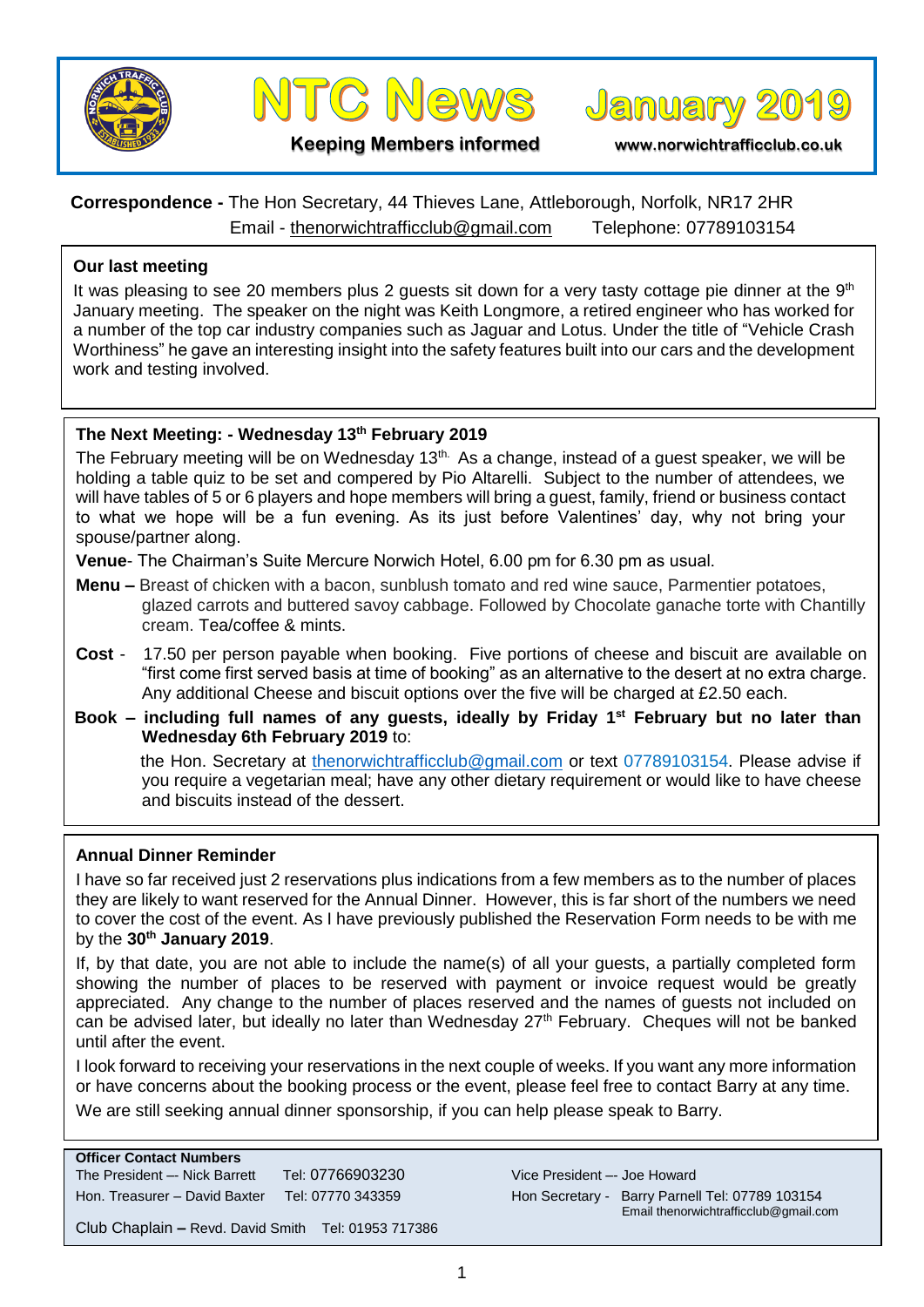# NTC News — January 2019

**Keeping Members informed** www.norwichtrafficclub.co.uk

**Correspondence -** The Hon Secretary, 44 Thieves Lane, Attleborough, Norfolk, NR17 2HR
Email - thenorwichtrafficclub@gmail.com Telephone: 07789103154

## Our last meeting

It was pleasing to see 20 members plus 2 guests sit down for a very tasty cottage pie dinner at the 9th January meeting. The speaker on the night was Keith Longmore, a retired engineer who has worked for a number of the top car industry companies such as Jaguar and Lotus. Under the title of "Vehicle Crash Worthiness" he gave an interesting insight into the safety features built into our cars and the development work and testing involved.

## The Next Meeting: - Wednesday 13th February 2019

The February meeting will be on Wednesday 13th. As a change, instead of a guest speaker, we will be holding a table quiz to be set and compered by Pio Altarelli. Subject to the number of attendees, we will have tables of 5 or 6 players and hope members will bring a guest, family, friend or business contact to what we hope will be a fun evening. As its just before Valentines' day, why not bring your spouse/partner along.

**Venue**- The Chairman's Suite Mercure Norwich Hotel, 6.00 pm for 6.30 pm as usual.

**Menu –** Breast of chicken with a bacon, sunblush tomato and red wine sauce, Parmentier potatoes, glazed carrots and buttered savoy cabbage. Followed by Chocolate ganache torte with Chantilly cream. Tea/coffee & mints.

**Cost** - 17.50 per person payable when booking. Five portions of cheese and biscuit are available on "first come first served basis at time of booking" as an alternative to the desert at no extra charge. Any additional Cheese and biscuit options over the five will be charged at £2.50 each.

**Book – including full names of any guests, ideally by Friday 1st February but no later than Wednesday 6th February 2019** to:

the Hon. Secretary at thenorwichtrafficclub@gmail.com or text 07789103154. Please advise if you require a vegetarian meal; have any other dietary requirement or would like to have cheese and biscuits instead of the dessert.

## Annual Dinner Reminder

I have so far received just 2 reservations plus indications from a few members as to the number of places they are likely to want reserved for the Annual Dinner. However, this is far short of the numbers we need to cover the cost of the event. As I have previously published the Reservation Form needs to be with me by the **30th January 2019**.

If, by that date, you are not able to include the name(s) of all your guests, a partially completed form showing the number of places to be reserved with payment or invoice request would be greatly appreciated. Any change to the number of places reserved and the names of guests not included on can be advised later, but ideally no later than Wednesday 27th February. Cheques will not be banked until after the event.

I look forward to receiving your reservations in the next couple of weeks. If you want any more information or have concerns about the booking process or the event, please feel free to contact Barry at any time.

We are still seeking annual dinner sponsorship, if you can help please speak to Barry.

**Officer Contact Numbers**

The President –- Nick Barrett Tel: 07766903230

Hon. Treasurer – David Baxter Tel: 07770 343359

Club Chaplain – Revd. David Smith Tel: 01953 717386

Vice President –- Joe Howard

Hon Secretary - Barry Parnell Tel: 07789 103154
Email thenorwichtrafficclub@gmail.com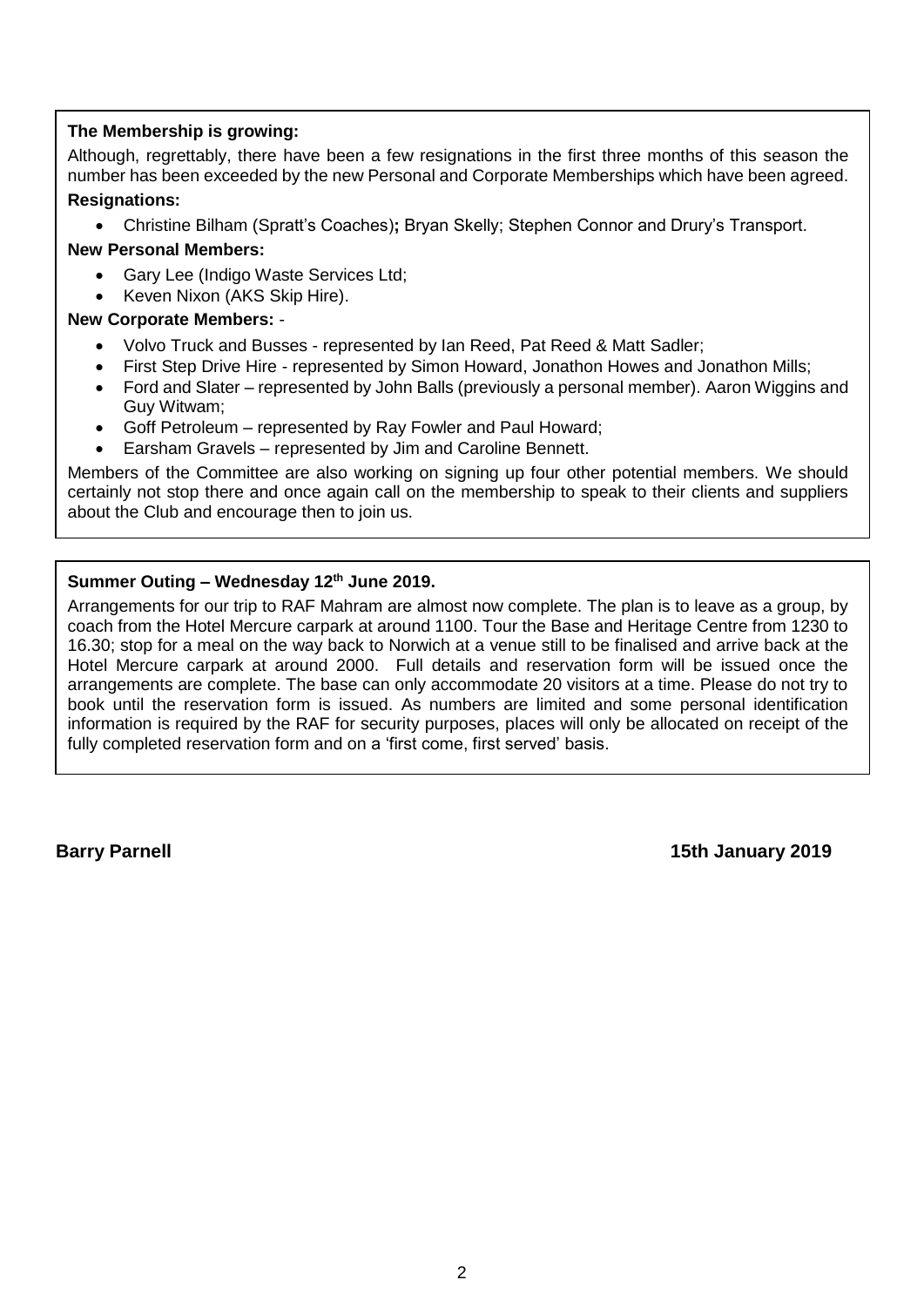**The Membership is growing:**

Although, regrettably, there have been a few resignations in the first three months of this season the number has been exceeded by the new Personal and Corporate Memberships which have been agreed.

**Resignations:**

- Christine Bilham (Spratt's Coaches)**;** Bryan Skelly; Stephen Connor and Drury's Transport.

**New Personal Members:**

- Gary Lee (Indigo Waste Services Ltd;
- Keven Nixon (AKS Skip Hire).

**New Corporate Members:** -

- Volvo Truck and Busses - represented by Ian Reed, Pat Reed & Matt Sadler;
- First Step Drive Hire - represented by Simon Howard, Jonathon Howes and Jonathon Mills;
- Ford and Slater – represented by John Balls (previously a personal member). Aaron Wiggins and Guy Witwam;
- Goff Petroleum – represented by Ray Fowler and Paul Howard;
- Earsham Gravels – represented by Jim and Caroline Bennett.

Members of the Committee are also working on signing up four other potential members. We should certainly not stop there and once again call on the membership to speak to their clients and suppliers about the Club and encourage then to join us.

**Summer Outing – Wednesday 12th June 2019.**

Arrangements for our trip to RAF Mahram are almost now complete. The plan is to leave as a group, by coach from the Hotel Mercure carpark at around 1100. Tour the Base and Heritage Centre from 1230 to 16.30; stop for a meal on the way back to Norwich at a venue still to be finalised and arrive back at the Hotel Mercure carpark at around 2000. Full details and reservation form will be issued once the arrangements are complete. The base can only accommodate 20 visitors at a time. Please do not try to book until the reservation form is issued. As numbers are limited and some personal identification information is required by the RAF for security purposes, places will only be allocated on receipt of the fully completed reservation form and on a 'first come, first served' basis.

**Barry Parnell** **15th January 2019**